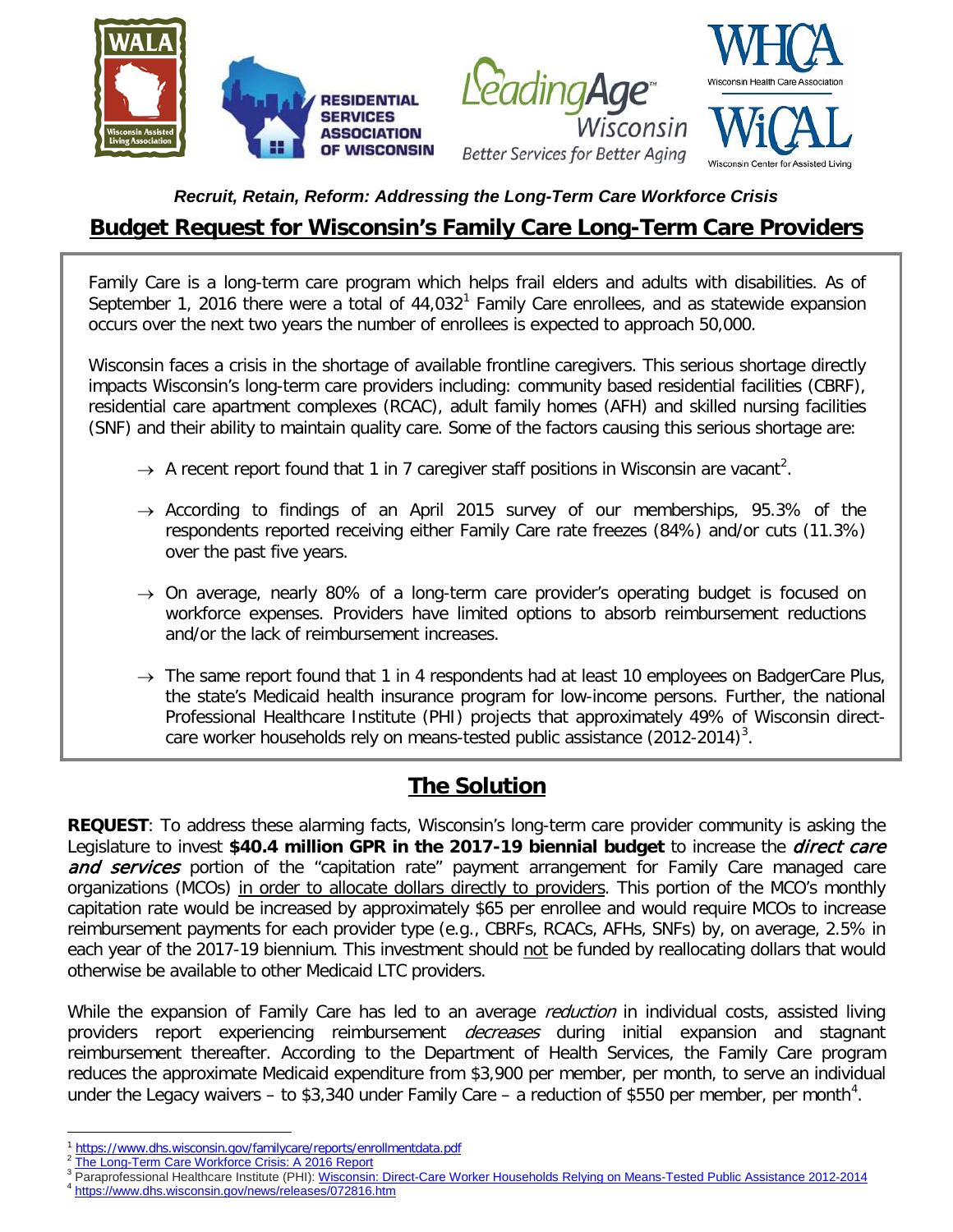WALA Wisconsin Assisted Living Association | Residential Services Association of Wisconsin | LeadingAge Wisconsin Better Services for Better Aging | WHCA Wisconsin Health Care Association | WiCAL Wisconsin Center for Assisted Living

***Recruit, Retain, Reform: Addressing the Long-Term Care Workforce Crisis***

# Budget Request for Wisconsin's Family Care Long-Term Care Providers

Family Care is a long-term care program which helps frail elders and adults with disabilities. As of September 1, 2016 there were a total of 44,032[1] Family Care enrollees, and as statewide expansion occurs over the next two years the number of enrollees is expected to approach 50,000.

Wisconsin faces a crisis in the shortage of available frontline caregivers. This serious shortage directly impacts Wisconsin's long-term care providers including: community based residential facilities (CBRF), residential care apartment complexes (RCAC), adult family homes (AFH) and skilled nursing facilities (SNF) and their ability to maintain quality care. Some of the factors causing this serious shortage are:

- → A recent report found that 1 in 7 caregiver staff positions in Wisconsin are vacant[2].
- → According to findings of an April 2015 survey of our memberships, 95.3% of the respondents reported receiving either Family Care rate freezes (84%) and/or cuts (11.3%) over the past five years.
- → On average, nearly 80% of a long-term care provider's operating budget is focused on workforce expenses. Providers have limited options to absorb reimbursement reductions and/or the lack of reimbursement increases.
- → The same report found that 1 in 4 respondents had at least 10 employees on BadgerCare Plus, the state's Medicaid health insurance program for low-income persons. Further, the national Professional Healthcare Institute (PHI) projects that approximately 49% of Wisconsin direct-care worker households rely on means-tested public assistance (2012-2014)[3].

## The Solution

**REQUEST**: To address these alarming facts, Wisconsin's long-term care provider community is asking the Legislature to invest **$40.4 million GPR in the 2017-19 biennial budget** to increase the ***direct care and services*** portion of the "capitation rate" payment arrangement for Family Care managed care organizations (MCOs) <u>in order to allocate dollars directly to providers</u>. This portion of the MCO's monthly capitation rate would be increased by approximately $65 per enrollee and would require MCOs to increase reimbursement payments for each provider type (e.g., CBRFs, RCACs, AFHs, SNFs) by, on average, 2.5% in each year of the 2017-19 biennium. This investment should <u>not</u> be funded by reallocating dollars that would otherwise be available to other Medicaid LTC providers.

While the expansion of Family Care has led to an average *reduction* in individual costs, assisted living providers report experiencing reimbursement *decreases* during initial expansion and stagnant reimbursement thereafter. According to the Department of Health Services, the Family Care program reduces the approximate Medicaid expenditure from $3,900 per member, per month, to serve an individual under the Legacy waivers – to $3,340 under Family Care – a reduction of $550 per member, per month[4].

---

[1] https://www.dhs.wisconsin.gov/familycare/reports/enrollmentdata.pdf
[2] The Long-Term Care Workforce Crisis: A 2016 Report
[3] Paraprofessional Healthcare Institute (PHI): Wisconsin: Direct-Care Worker Households Relying on Means-Tested Public Assistance 2012-2014
[4] https://www.dhs.wisconsin.gov/news/releases/072816.htm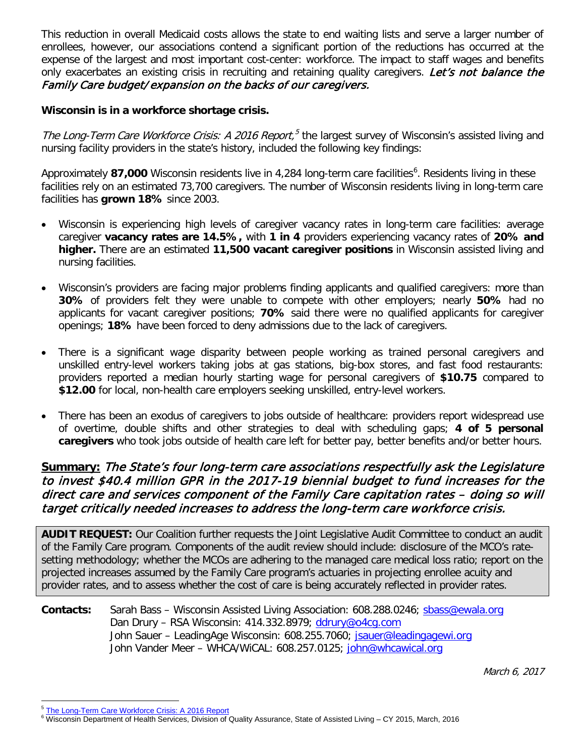This reduction in overall Medicaid costs allows the state to end waiting lists and serve a larger number of enrollees, however, our associations contend a significant portion of the reductions has occurred at the expense of the largest and most important cost-center: workforce. The impact to staff wages and benefits only exacerbates an existing crisis in recruiting and retaining quality caregivers. *Let's not balance the Family Care budget/expansion on the backs of our caregivers.*

**Wisconsin is in a workforce shortage crisis.**

*The Long-Term Care Workforce Crisis: A 2016 Report,*[5] the largest survey of Wisconsin's assisted living and nursing facility providers in the state's history, included the following key findings:

Approximately **87,000** Wisconsin residents live in 4,284 long-term care facilities[6]. Residents living in these facilities rely on an estimated 73,700 caregivers. The number of Wisconsin residents living in long-term care facilities has **grown 18%** since 2003.

- Wisconsin is experiencing high levels of caregiver vacancy rates in long-term care facilities: average caregiver **vacancy rates are 14.5%,** with **1 in 4** providers experiencing vacancy rates of **20% and higher.** There are an estimated **11,500 vacant caregiver positions** in Wisconsin assisted living and nursing facilities.

- Wisconsin's providers are facing major problems finding applicants and qualified caregivers: more than **30%** of providers felt they were unable to compete with other employers; nearly **50%** had no applicants for vacant caregiver positions; **70%** said there were no qualified applicants for caregiver openings; **18%** have been forced to deny admissions due to the lack of caregivers.

- There is a significant wage disparity between people working as trained personal caregivers and unskilled entry-level workers taking jobs at gas stations, big-box stores, and fast food restaurants: providers reported a median hourly starting wage for personal caregivers of **$10.75** compared to **$12.00** for local, non-health care employers seeking unskilled, entry-level workers.

- There has been an exodus of caregivers to jobs outside of healthcare: providers report widespread use of overtime, double shifts and other strategies to deal with scheduling gaps; **4 of 5 personal caregivers** who took jobs outside of health care left for better pay, better benefits and/or better hours.

**Summary:** *The State's four long-term care associations respectfully ask the Legislature to invest $40.4 million GPR in the 2017-19 biennial budget to fund increases for the direct care and services component of the Family Care capitation rates – doing so will target critically needed increases to address the long-term care workforce crisis.*

**AUDIT REQUEST:** Our Coalition further requests the Joint Legislative Audit Committee to conduct an audit of the Family Care program. Components of the audit review should include: disclosure of the MCO's rate-setting methodology; whether the MCOs are adhering to the managed care medical loss ratio; report on the projected increases assumed by the Family Care program's actuaries in projecting enrollee acuity and provider rates, and to assess whether the cost of care is being accurately reflected in provider rates.

**Contacts:** Sarah Bass – Wisconsin Assisted Living Association: 608.288.0246; sbass@ewala.org
Dan Drury – RSA Wisconsin: 414.332.8979; ddrury@o4cg.com
John Sauer – LeadingAge Wisconsin: 608.255.7060; jsauer@leadingagewi.org
John Vander Meer – WHCA/WiCAL: 608.257.0125; john@whcawical.org

*March 6, 2017*

---

[5] The Long-Term Care Workforce Crisis: A 2016 Report
[6] Wisconsin Department of Health Services, Division of Quality Assurance, State of Assisted Living – CY 2015, March, 2016